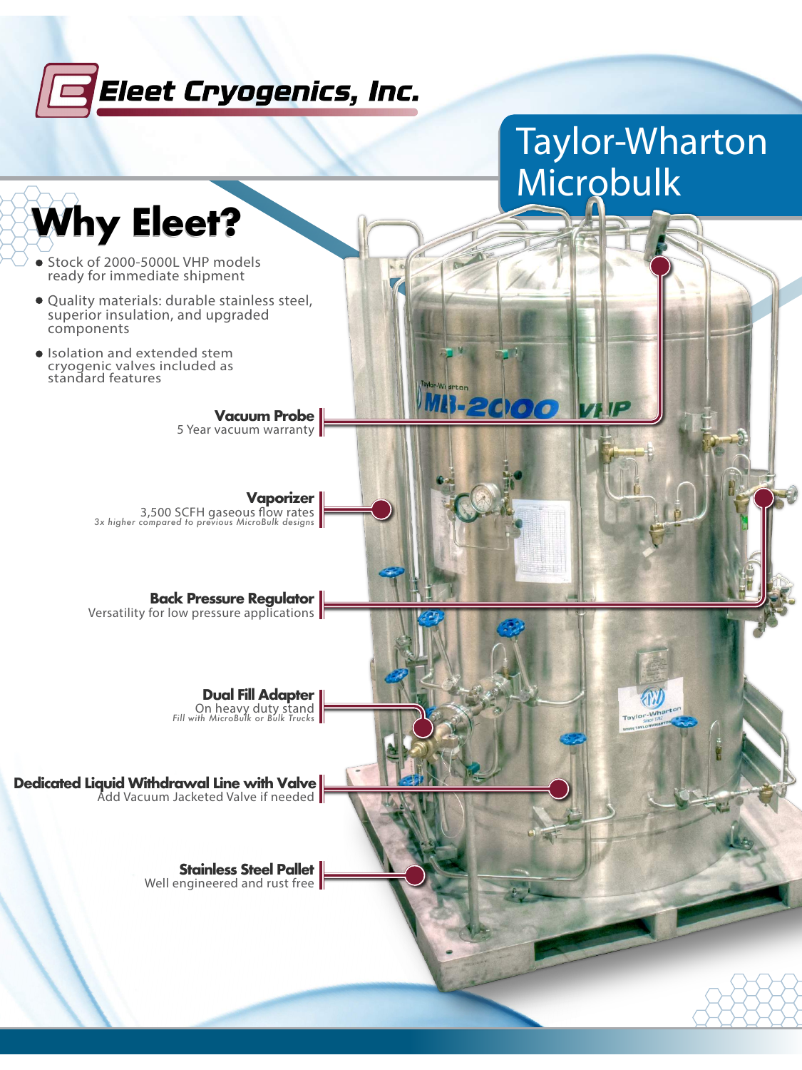Eleet Cryogenics, Inc.

# Taylor-Wharton Microbulk

## Why Eleet?

- Stock of 2000-5000L VHP models ready for immediate shipment
- Quality materials: durable stainless steel, superior insulation, and upgraded components
- Isolation and extended stem cryogenic valves included as standard features

**Vacuum Probe**
5 Year vacuum warranty

**Vaporizer**
3,500 SCFH gaseous flow rates
*3x higher compared to previous MicroBulk designs*

**Back Pressure Regulator**
Versatility for low pressure applications

**Dual Fill Adapter**
On heavy duty stand
*Fill with MicroBulk or Bulk Trucks*

**Dedicated Liquid Withdrawal Line with Valve**
Add Vacuum Jacketed Valve if needed

**Stainless Steel Pallet**
Well engineered and rust free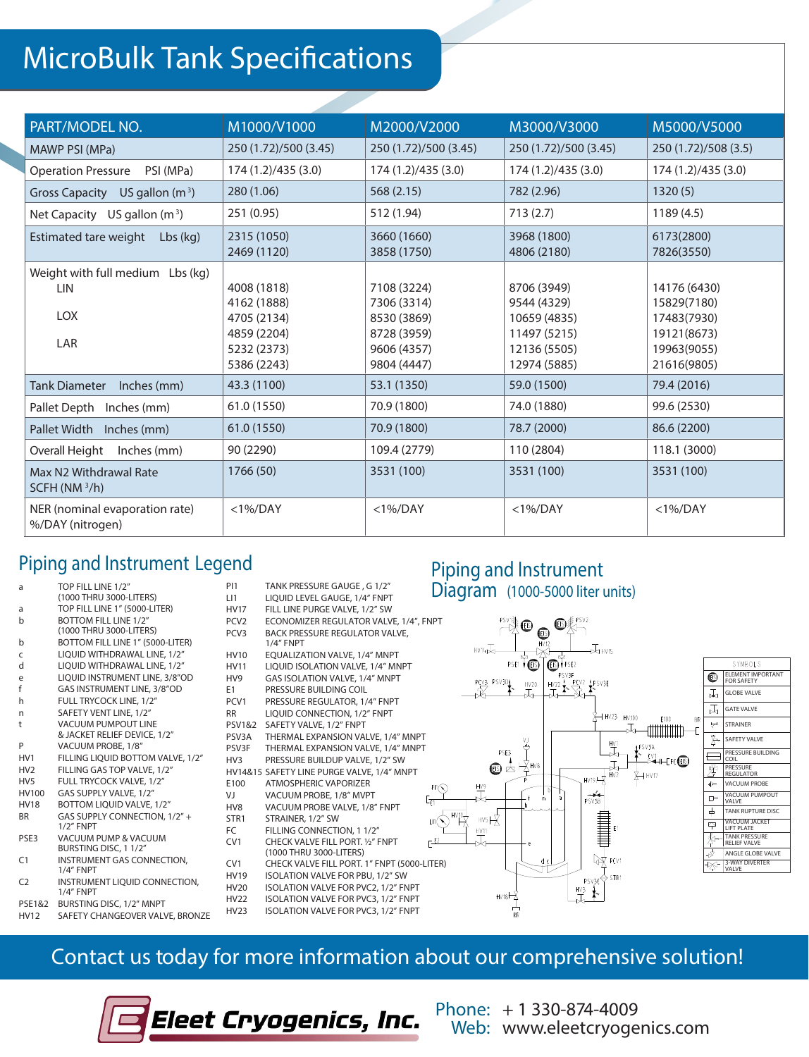# MicroBulk Tank Specifications

| PART/MODEL NO. | M1000/V1000 | M2000/V2000 | M3000/V3000 | M5000/V5000 |
|---|---|---|---|---|
| MAWP PSI (MPa) | 250 (1.72)/500 (3.45) | 250 (1.72)/500 (3.45) | 250 (1.72)/500 (3.45) | 250 (1.72)/508 (3.5) |
| Operation Pressure PSI (MPa) | 174 (1.2)/435 (3.0) | 174 (1.2)/435 (3.0) | 174 (1.2)/435 (3.0) | 174 (1.2)/435 (3.0) |
| Gross Capacity US gallon ($m^3$) | 280 (1.06) | 568 (2.15) | 782 (2.96) | 1320 (5) |
| Net Capacity US gallon ($m^3$) | 251 (0.95) | 512 (1.94) | 713 (2.7) | 1189 (4.5) |
| Estimated tare weight Lbs (kg) | 2315 (1050)<br>2469 (1120) | 3660 (1660)<br>3858 (1750) | 3968 (1800)<br>4806 (2180) | 6173(2800)<br>7826(3550) |
| Weight with full medium Lbs (kg)<br>LIN<br><br>LOX<br><br>LAR | 4008 (1818)<br>4162 (1888)<br>4705 (2134)<br>4859 (2204)<br>5232 (2373)<br>5386 (2243) | 7108 (3224)<br>7306 (3314)<br>8530 (3869)<br>8728 (3959)<br>9606 (4357)<br>9804 (4447) | 8706 (3949)<br>9544 (4329)<br>10659 (4835)<br>11497 (5215)<br>12136 (5505)<br>12974 (5885) | 14176 (6430)<br>15829(7180)<br>17483(7930)<br>19121(8673)<br>19963(9055)<br>21616(9805) |
| Tank Diameter Inches (mm) | 43.3 (1100) | 53.1 (1350) | 59.0 (1500) | 79.4 (2016) |
| Pallet Depth Inches (mm) | 61.0 (1550) | 70.9 (1800) | 74.0 (1880) | 99.6 (2530) |
| Pallet Width Inches (mm) | 61.0 (1550) | 70.9 (1800) | 78.7 (2000) | 86.6 (2200) |
| Overall Height Inches (mm) | 90 (2290) | 109.4 (2779) | 110 (2804) | 118.1 (3000) |
| Max N2 Withdrawal Rate SCFH (NM $^3$/h) | 1766 (50) | 3531 (100) | 3531 (100) | 3531 (100) |
| NER (nominal evaporation rate) %/DAY (nitrogen) | <1%/DAY | <1%/DAY | <1%/DAY | <1%/DAY |

## Piping and Instrument Legend

| | |
|---|---|
| a | TOP FILL LINE 1/2" (1000 THRU 3000-LITERS) |
| a | TOP FILL LINE 1" (5000-LITER) |
| b | BOTTOM FILL LINE 1/2" (1000 THRU 3000-LITERS) |
| b | BOTTOM FILL LINE 1" (5000-LITER) |
| c | LIQUID WITHDRAWAL LINE, 1/2" |
| d | LIQUID WITHDRAWAL LINE, 1/2" |
| e | LIQUID INSTRUMENT LINE, 3/8"OD |
| f | GAS INSTRUMENT LINE, 3/8"OD |
| h | FULL TRYCOCK LINE, 1/2" |
| n | SAFETY VENT LINE, 1/2" |
| t | VACUUM PUMPOUT LINE & JACKET RELIEF DEVICE, 1/2" |
| P | VACUUM PROBE, 1/8" |
| HV1 | FILLING LIQUID BOTTOM VALVE, 1/2" |
| HV2 | FILLING GAS TOP VALVE, 1/2" |
| HV5 | FULL TRYCOCK VALVE, 1/2" |
| HV100 | GAS SUPPLY VALVE, 1/2" |
| HV18 | BOTTOM LIQUID VALVE, 1/2" |
| BR | GAS SUPPLY CONNECTION, 1/2" + 1/2" FNPT |
| PSE3 | VACUUM PUMP & VACUUM BURSTING DISC, 1 1/2" |
| C1 | INSTRUMENT GAS CONNECTION, 1/4" FNPT |
| C2 | INSTRUMENT LIQUID CONNECTION, 1/4" FNPT |
| PSE1&2 | BURSTING DISC, 1/2" MNPT |
| HV12 | SAFETY CHANGEOVER VALVE, BRONZE |
| PI1 | TANK PRESSURE GAUGE , G 1/2" |
| LI1 | LIQUID LEVEL GAUGE, 1/4" FNPT |
| HV17 | FILL LINE PURGE VALVE, 1/2" SW |
| PCV2 | ECONOMIZER REGULATOR VALVE, 1/4", FNPT |
| PCV3 | BACK PRESSURE REGULATOR VALVE, 1/4" FNPT |
| HV10 | EQUALIZATION VALVE, 1/4" MNPT |
| HV11 | LIQUID ISOLATION VALVE, 1/4" MNPT |
| HV9 | GAS ISOLATION VALVE, 1/4" MNPT |
| E1 | PRESSURE BUILDING COIL |
| PCV1 | PRESSURE REGULATOR, 1/4" FNPT |
| RR | LIQUID CONNECTION, 1/2" FNPT |
| PSV1&2 | SAFETY VALVE, 1/2" FNPT |
| PSV3A | THERMAL EXPANSION VALVE, 1/4" MNPT |
| PSV3F | THERMAL EXPANSION VALVE, 1/4" MNPT |
| HV3 | PRESSURE BUILDUP VALVE, 1/2" SW |
| HV14&15 | SAFETY LINE PURGE VALVE, 1/4" MNPT |
| E100 | ATMOSPHERIC VAPORIZER |
| VJ | VACUUM PROBE, 1/8" MVPT |
| HV8 | VACUUM PROBE VALVE, 1/8" FNPT |
| STR1 | STRAINER, 1/2" SW |
| FC | FILLING CONNECTION, 1 1/2" |
| CV1 | CHECK VALVE FILL PORT. ½" FNPT (1000 THRU 3000-LITERS) |
| CV1 | CHECK VALVE FILL PORT. 1" FNPT (5000-LITER) |
| HV19 | ISOLATION VALVE FOR PBU, 1/2" SW |
| HV20 | ISOLATION VALVE FOR PVC2, 1/2" FNPT |
| HV22 | ISOLATION VALVE FOR PVC3, 1/2" FNPT |
| HV23 | ISOLATION VALVE FOR PVC3, 1/2" FNPT |

## Piping and Instrument Diagram (1000-5000 liter units)

SYMBOLS
- ELEMENT IMPORTANT FOR SAFETY
- GLOBE VALVE
- GATE VALVE
- STRAINER
- SAFETY VALVE
- PRESSURE BUILDING COIL
- PRESSURE REGULATOR
- VACUUM PROBE
- VACUUM PUMPOUT VALVE
- TANK RUPTURE DISC
- VACUUM JACKET LIFT PLATE
- TANK PRESSURE RELIEF VALVE
- ANGLE GLOBE VALVE
- 3-WAY DIVERTER VALVE

Contact us today for more information about our comprehensive solution!

Eleet Cryogenics, Inc.

Phone: + 1 330-874-4009
Web: www.eleetcryogenics.com